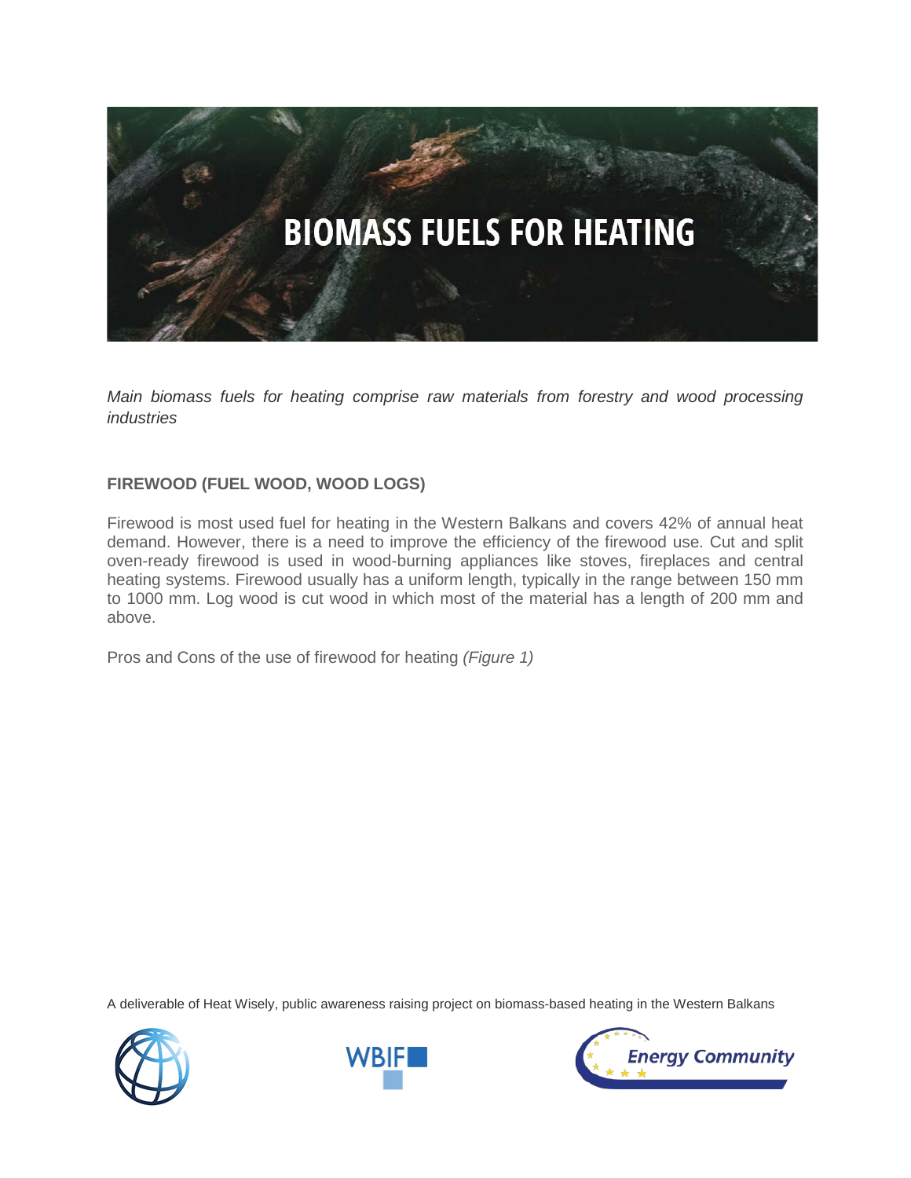# BIOMASS FUELS FOR HEATING

*Main biomass fuels for heating comprise raw materials from forestry and wood processing industries*

## FIREWOOD (FUEL WOOD, WOOD LOGS)

Firewood is most used fuel for heating in the Western Balkans and covers 42% of annual heat demand. However, there is a need to improve the efficiency of the firewood use. Cut and split oven-ready firewood is used in wood-burning appliances like stoves, fireplaces and central heating systems. Firewood usually has a uniform length, typically in the range between 150 mm to 1000 mm. Log wood is cut wood in which most of the material has a length of 200 mm and above.

Pros and Cons of the use of firewood for heating *(Figure 1)*

A deliverable of Heat Wisely, public awareness raising project on biomass-based heating in the Western Balkans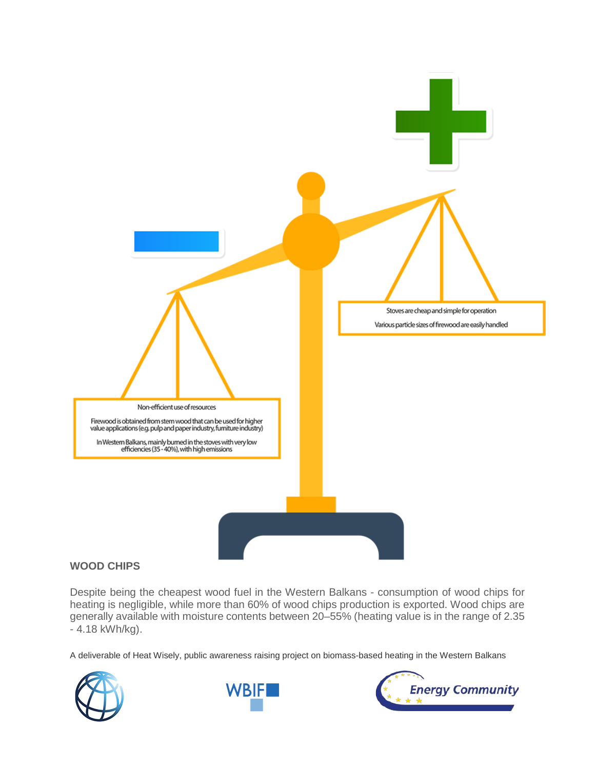Stoves are cheap and simple for operation

Various particle sizes of firewood are easily handled

Non-efficient use of resources

Firewood is obtained from stem wood that can be used for higher value applications (e.g. pulp and paper industry, furniture industry)

In Western Balkans, mainly burned in the stoves with very low efficiencies (35 - 40%), with high emissions

**WOOD CHIPS**

Despite being the cheapest wood fuel in the Western Balkans - consumption of wood chips for heating is negligible, while more than 60% of wood chips production is exported. Wood chips are generally available with moisture contents between 20–55% (heating value is in the range of 2.35 - 4.18 kWh/kg).

A deliverable of Heat Wisely, public awareness raising project on biomass-based heating in the Western Balkans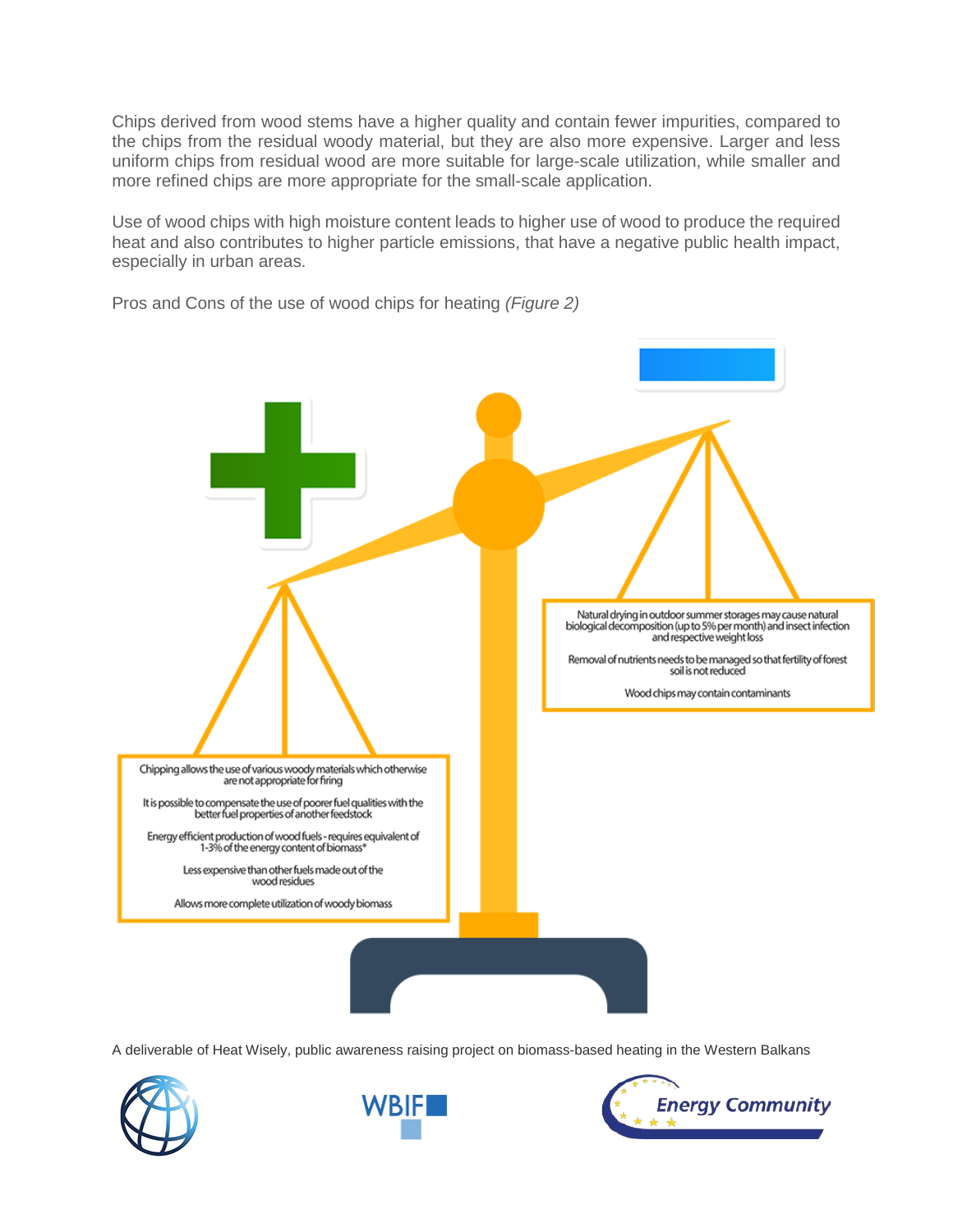Chips derived from wood stems have a higher quality and contain fewer impurities, compared to the chips from the residual woody material, but they are also more expensive. Larger and less uniform chips from residual wood are more suitable for large-scale utilization, while smaller and more refined chips are more appropriate for the small-scale application.

Use of wood chips with high moisture content leads to higher use of wood to produce the required heat and also contributes to higher particle emissions, that have a negative public health impact, especially in urban areas.

Pros and Cons of the use of wood chips for heating *(Figure 2)*

**+**

Chipping allows the use of various woody materials which otherwise are not appropriate for firing

It is possible to compensate the use of poorer fuel qualities with the better fuel properties of another feedstock

Energy efficient production of wood fuels - requires equivalent of 1-3% of the energy content of biomass*

Less expensive than other fuels made out of the wood residues

Allows more complete utilization of woody biomass

**−**

Natural drying in outdoor summer storages may cause natural biological decomposition (up to 5% per month) and insect infection and respective weight loss

Removal of nutrients needs to be managed so that fertility of forest soil is not reduced

Wood chips may contain contaminants

A deliverable of Heat Wisely, public awareness raising project on biomass-based heating in the Western Balkans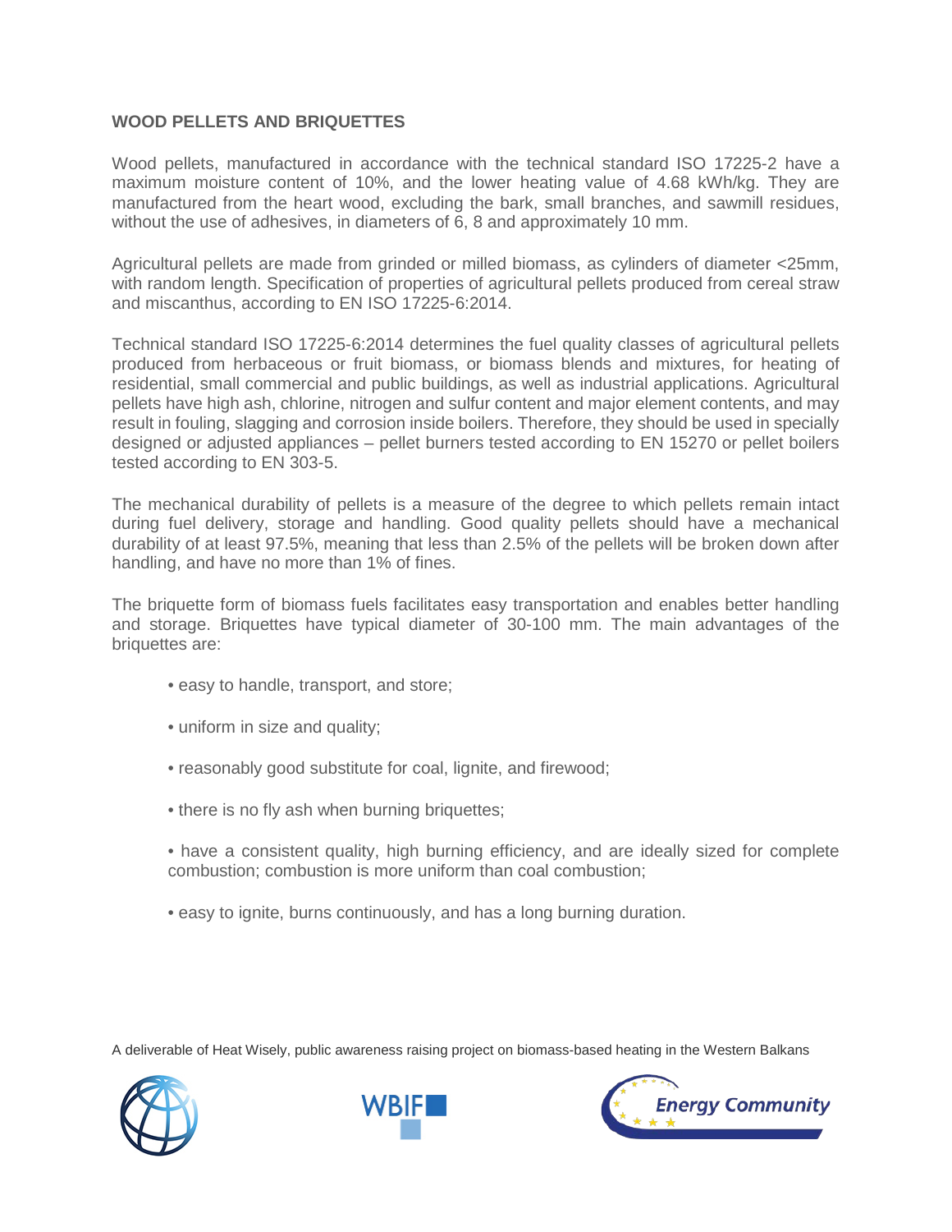## WOOD PELLETS AND BRIQUETTES

Wood pellets, manufactured in accordance with the technical standard ISO 17225-2 have a maximum moisture content of 10%, and the lower heating value of 4.68 kWh/kg. They are manufactured from the heart wood, excluding the bark, small branches, and sawmill residues, without the use of adhesives, in diameters of 6, 8 and approximately 10 mm.

Agricultural pellets are made from grinded or milled biomass, as cylinders of diameter <25mm, with random length. Specification of properties of agricultural pellets produced from cereal straw and miscanthus, according to EN ISO 17225-6:2014.

Technical standard ISO 17225-6:2014 determines the fuel quality classes of agricultural pellets produced from herbaceous or fruit biomass, or biomass blends and mixtures, for heating of residential, small commercial and public buildings, as well as industrial applications. Agricultural pellets have high ash, chlorine, nitrogen and sulfur content and major element contents, and may result in fouling, slagging and corrosion inside boilers. Therefore, they should be used in specially designed or adjusted appliances – pellet burners tested according to EN 15270 or pellet boilers tested according to EN 303-5.

The mechanical durability of pellets is a measure of the degree to which pellets remain intact during fuel delivery, storage and handling. Good quality pellets should have a mechanical durability of at least 97.5%, meaning that less than 2.5% of the pellets will be broken down after handling, and have no more than 1% of fines.

The briquette form of biomass fuels facilitates easy transportation and enables better handling and storage. Briquettes have typical diameter of 30-100 mm. The main advantages of the briquettes are:

- easy to handle, transport, and store;
- uniform in size and quality;
- reasonably good substitute for coal, lignite, and firewood;
- there is no fly ash when burning briquettes;
- have a consistent quality, high burning efficiency, and are ideally sized for complete combustion; combustion is more uniform than coal combustion;
- easy to ignite, burns continuously, and has a long burning duration.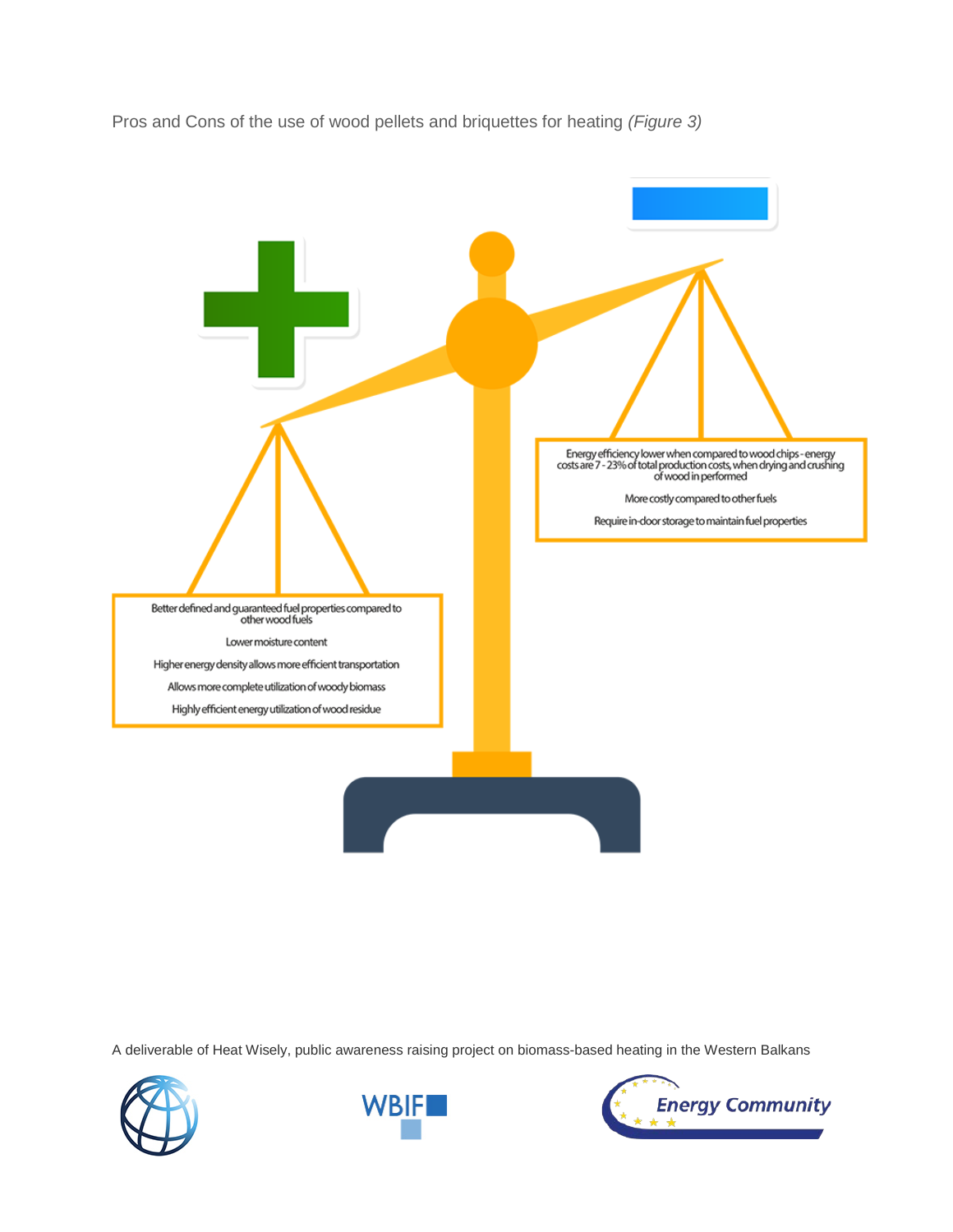Pros and Cons of the use of wood pellets and briquettes for heating *(Figure 3)*

Energy efficiency lower when compared to wood chips - energy costs are 7 - 23% of total production costs, when drying and crushing of wood in performed

More costly compared to other fuels

Require in-door storage to maintain fuel properties

Better defined and guaranteed fuel properties compared to other wood fuels

Lower moisture content

Higher energy density allows more efficient transportation

Allows more complete utilization of woody biomass

Highly efficient energy utilization of wood residue

A deliverable of Heat Wisely, public awareness raising project on biomass-based heating in the Western Balkans

WBIF

Energy Community